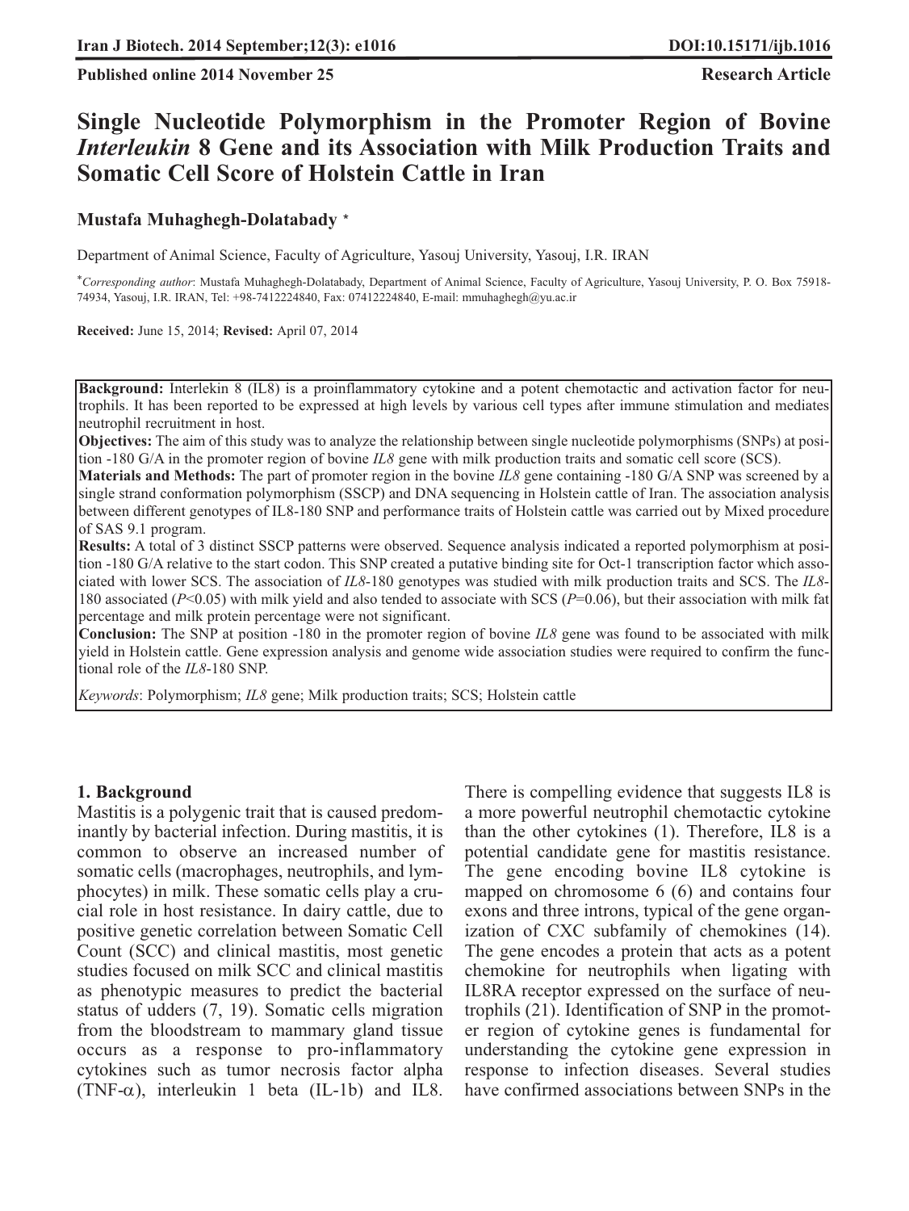**Published online 2014 November 25** **Research Article**

# Single Nucleotide Polymorphism in the Promoter Region of Bovine *Interleukin* 8 Gene and its Association with Milk Production Traits and Somatic Cell Score of Holstein Cattle in Iran

**Mustafa Muhaghegh-Dolatabady** *

Department of Animal Science, Faculty of Agriculture, Yasouj University, Yasouj, I.R. IRAN

**Corresponding author*: Mustafa Muhaghegh-Dolatabady, Department of Animal Science, Faculty of Agriculture, Yasouj University, P. O. Box 75918-74934, Yasouj, I.R. IRAN, Tel: +98-7412224840, Fax: 07412224840, E-mail: mmuhaghegh@yu.ac.ir

**Received:** June 15, 2014; **Revised:** April 07, 2014

**Background:** Interlekin 8 (IL8) is a proinflammatory cytokine and a potent chemotactic and activation factor for neutrophils. It has been reported to be expressed at high levels by various cell types after immune stimulation and mediates neutrophil recruitment in host.

**Objectives:** The aim of this study was to analyze the relationship between single nucleotide polymorphisms (SNPs) at position -180 G/A in the promoter region of bovine *IL8* gene with milk production traits and somatic cell score (SCS).

**Materials and Methods:** The part of promoter region in the bovine *IL8* gene containing -180 G/A SNP was screened by a single strand conformation polymorphism (SSCP) and DNA sequencing in Holstein cattle of Iran. The association analysis between different genotypes of IL8-180 SNP and performance traits of Holstein cattle was carried out by Mixed procedure of SAS 9.1 program.

**Results:** A total of 3 distinct SSCP patterns were observed. Sequence analysis indicated a reported polymorphism at position -180 G/A relative to the start codon. This SNP created a putative binding site for Oct-1 transcription factor which associated with lower SCS. The association of *IL8*-180 genotypes was studied with milk production traits and SCS. The *IL8*-180 associated ($P$<0.05) with milk yield and also tended to associate with SCS ($P$=0.06), but their association with milk fat percentage and milk protein percentage were not significant.

**Conclusion:** The SNP at position -180 in the promoter region of bovine *IL8* gene was found to be associated with milk yield in Holstein cattle. Gene expression analysis and genome wide association studies were required to confirm the functional role of the *IL8*-180 SNP.

*Keywords*: Polymorphism; *IL8* gene; Milk production traits; SCS; Holstein cattle

## 1. Background

Mastitis is a polygenic trait that is caused predominantly by bacterial infection. During mastitis, it is common to observe an increased number of somatic cells (macrophages, neutrophils, and lymphocytes) in milk. These somatic cells play a crucial role in host resistance. In dairy cattle, due to positive genetic correlation between Somatic Cell Count (SCC) and clinical mastitis, most genetic studies focused on milk SCC and clinical mastitis as phenotypic measures to predict the bacterial status of udders (7, 19). Somatic cells migration from the bloodstream to mammary gland tissue occurs as a response to pro-inflammatory cytokines such as tumor necrosis factor alpha (TNF-$\alpha$), interleukin 1 beta (IL-1b) and IL8. There is compelling evidence that suggests IL8 is a more powerful neutrophil chemotactic cytokine than the other cytokines (1). Therefore, IL8 is a potential candidate gene for mastitis resistance. The gene encoding bovine IL8 cytokine is mapped on chromosome 6 (6) and contains four exons and three introns, typical of the gene organization of CXC subfamily of chemokines (14). The gene encodes a protein that acts as a potent chemokine for neutrophils when ligating with IL8RA receptor expressed on the surface of neutrophils (21). Identification of SNP in the promoter region of cytokine genes is fundamental for understanding the cytokine gene expression in response to infection diseases. Several studies have confirmed associations between SNPs in the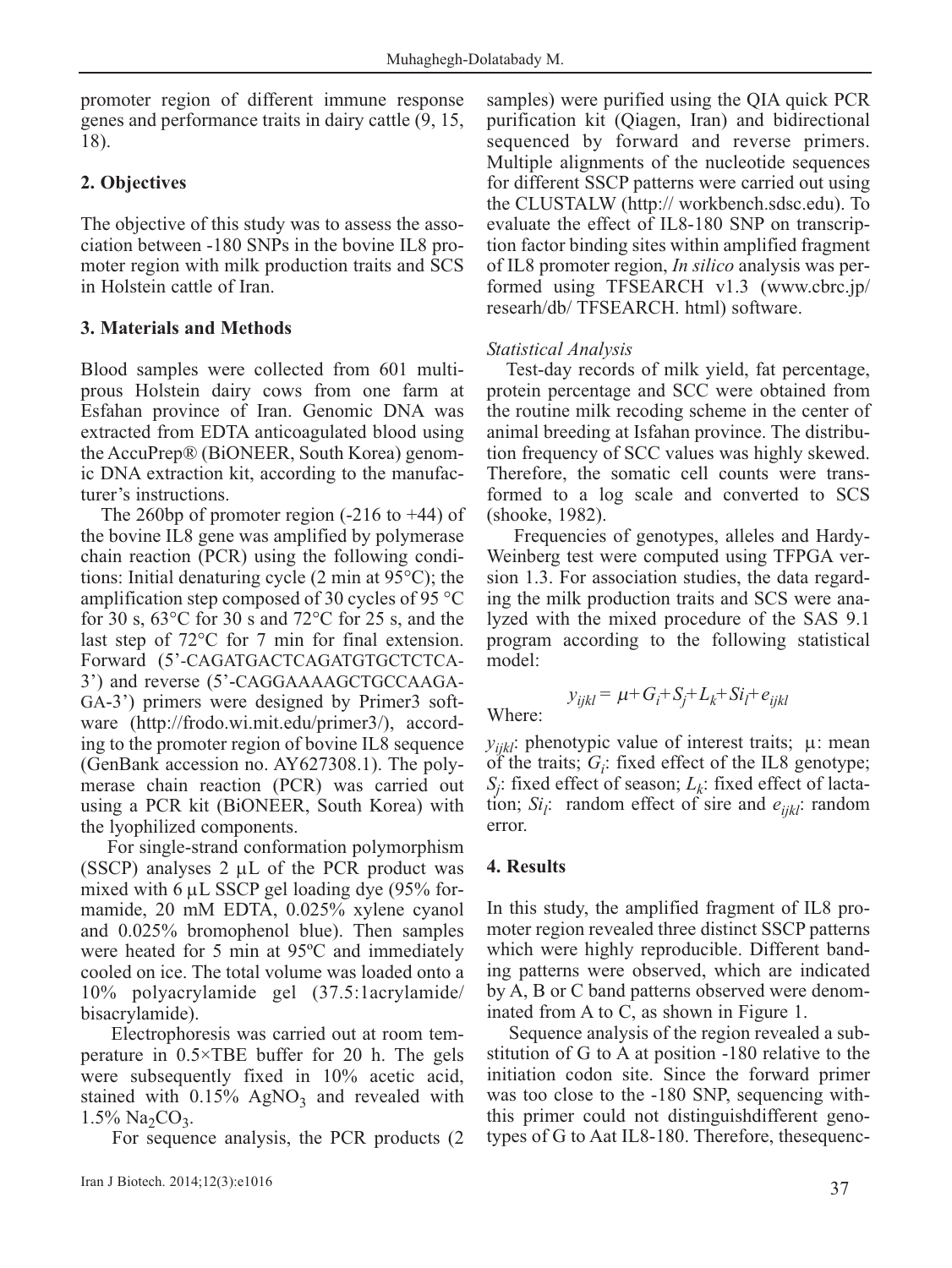promoter region of different immune response genes and performance traits in dairy cattle (9, 15, 18).

## 2. Objectives

The objective of this study was to assess the association between -180 SNPs in the bovine IL8 promoter region with milk production traits and SCS in Holstein cattle of Iran.

## 3. Materials and Methods

Blood samples were collected from 601 multiprous Holstein dairy cows from one farm at Esfahan province of Iran. Genomic DNA was extracted from EDTA anticoagulated blood using the AccuPrep® (BiONEER, South Korea) genomic DNA extraction kit, according to the manufacturer's instructions.

The 260bp of promoter region (-216 to +44) of the bovine IL8 gene was amplified by polymerase chain reaction (PCR) using the following conditions: Initial denaturing cycle (2 min at 95°C); the amplification step composed of 30 cycles of 95 °C for 30 s, 63°C for 30 s and 72°C for 25 s, and the last step of 72°C for 7 min for final extension. Forward (5'-CAGATGACTCAGATGTGCTCTCA-3') and reverse (5'-CAGGAAAAGCTGCCAAGA-GA-3') primers were designed by Primer3 software (http://frodo.wi.mit.edu/primer3/), according to the promoter region of bovine IL8 sequence (GenBank accession no. AY627308.1). The polymerase chain reaction (PCR) was carried out using a PCR kit (BiONEER, South Korea) with the lyophilized components.

For single-strand conformation polymorphism (SSCP) analyses 2 μL of the PCR product was mixed with 6 μL SSCP gel loading dye (95% formamide, 20 mM EDTA, 0.025% xylene cyanol and 0.025% bromophenol blue). Then samples were heated for 5 min at 95ºC and immediately cooled on ice. The total volume was loaded onto a 10% polyacrylamide gel (37.5:1acrylamide/bisacrylamide).

Electrophoresis was carried out at room temperature in 0.5×TBE buffer for 20 h. The gels were subsequently fixed in 10% acetic acid, stained with 0.15% $AgNO_3$ and revealed with 1.5% $Na_2CO_3$.

For sequence analysis, the PCR products (2 samples) were purified using the QIA quick PCR purification kit (Qiagen, Iran) and bidirectional sequenced by forward and reverse primers. Multiple alignments of the nucleotide sequences for different SSCP patterns were carried out using the CLUSTALW (http:// workbench.sdsc.edu). To evaluate the effect of IL8-180 SNP on transcription factor binding sites within amplified fragment of IL8 promoter region, *In silico* analysis was performed using TFSEARCH v1.3 (www.cbrc.jp/researh/db/ TFSEARCH. html) software.

### *Statistical Analysis*

Test-day records of milk yield, fat percentage, protein percentage and SCC were obtained from the routine milk recoding scheme in the center of animal breeding at Isfahan province. The distribution frequency of SCC values was highly skewed. Therefore, the somatic cell counts were transformed to a log scale and converted to SCS (shooke, 1982).

Frequencies of genotypes, alleles and Hardy-Weinberg test were computed using TFPGA version 1.3. For association studies, the data regarding the milk production traits and SCS were analyzed with the mixed procedure of the SAS 9.1 program according to the following statistical model:

$$y_{ijkl} = \mu + G_i + S_j + L_k + Si_l + e_{ijkl}$$

Where:

$y_{ijkl}$: phenotypic value of interest traits; μ: mean of the traits; $G_i$: fixed effect of the IL8 genotype; $S_j$: fixed effect of season; $L_k$: fixed effect of lactation; $Si_l$: random effect of sire and $e_{ijkl}$: random error.

## 4. Results

In this study, the amplified fragment of IL8 promoter region revealed three distinct SSCP patterns which were highly reproducible. Different banding patterns were observed, which are indicated by A, B or C band patterns observed were denominated from A to C, as shown in Figure 1.

Sequence analysis of the region revealed a substitution of G to A at position -180 relative to the initiation codon site. Since the forward primer was too close to the -180 SNP, sequencing withthis primer could not distinguishdifferent genotypes of G to Aat IL8-180. Therefore, thesequenc-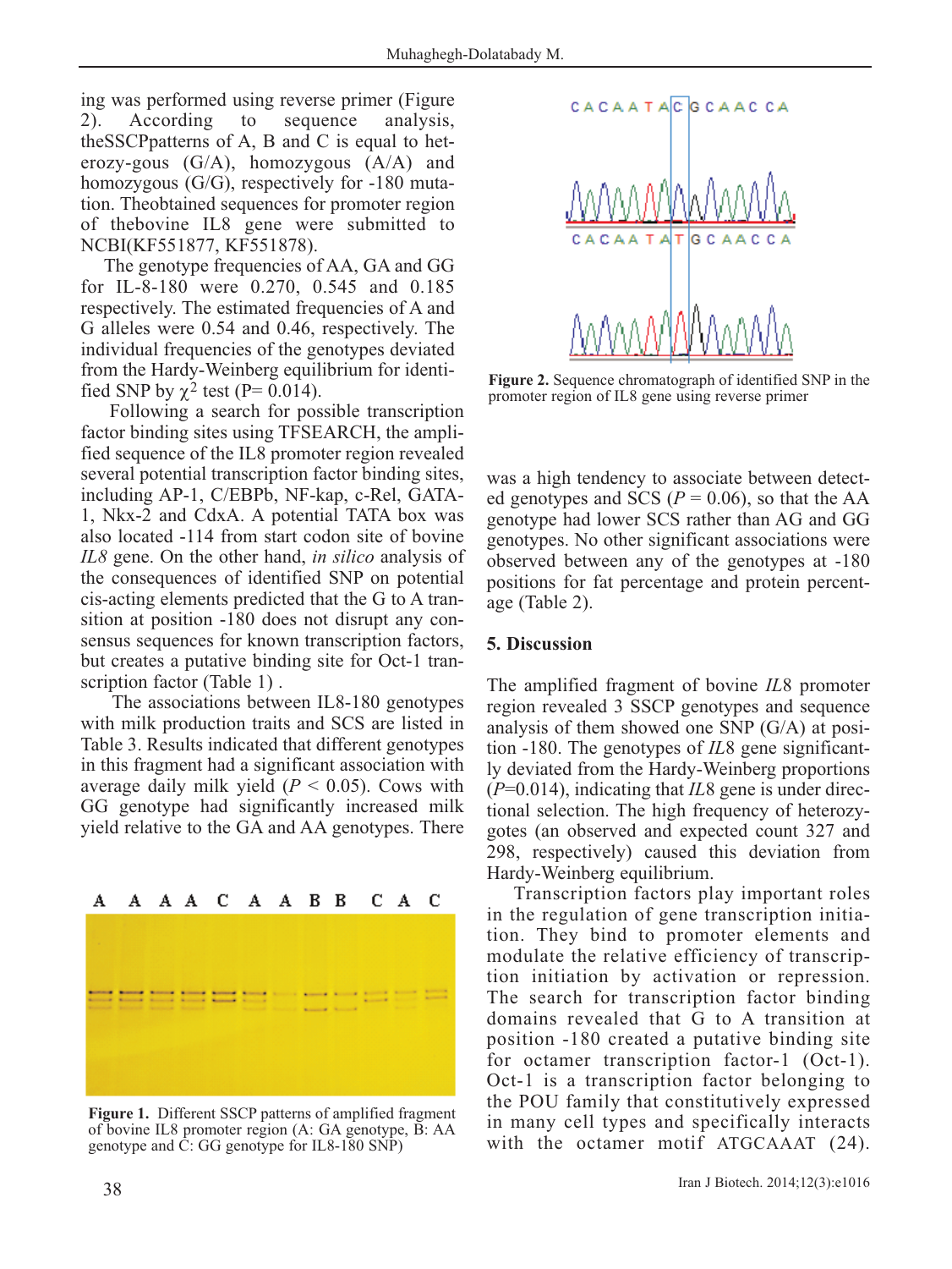ing was performed using reverse primer (Figure 2). According to sequence analysis, theSSCPpatterns of A, B and C is equal to heterozy-gous (G/A), homozygous (A/A) and homozygous (G/G), respectively for -180 mutation. Theobtained sequences for promoter region of thebovine IL8 gene were submitted to NCBI(KF551877, KF551878).

The genotype frequencies of AA, GA and GG for IL-8-180 were 0.270, 0.545 and 0.185 respectively. The estimated frequencies of A and G alleles were 0.54 and 0.46, respectively. The individual frequencies of the genotypes deviated from the Hardy-Weinberg equilibrium for identified SNP by $\chi^2$ test (P= 0.014).

Following a search for possible transcription factor binding sites using TFSEARCH, the amplified sequence of the IL8 promoter region revealed several potential transcription factor binding sites, including AP-1, C/EBPb, NF-kap, c-Rel, GATA-1, Nkx-2 and CdxA. A potential TATA box was also located -114 from start codon site of bovine *IL8* gene. On the other hand, *in silico* analysis of the consequences of identified SNP on potential cis-acting elements predicted that the G to A transition at position -180 does not disrupt any consensus sequences for known transcription factors, but creates a putative binding site for Oct-1 transcription factor (Table 1) .

The associations between IL8-180 genotypes with milk production traits and SCS are listed in Table 3. Results indicated that different genotypes in this fragment had a significant association with average daily milk yield ($P$ < 0.05). Cows with GG genotype had significantly increased milk yield relative to the GA and AA genotypes. There was a high tendency to associate between detected genotypes and SCS ($P$ = 0.06), so that the AA genotype had lower SCS rather than AG and GG genotypes. No other significant associations were observed between any of the genotypes at -180 positions for fat percentage and protein percentage (Table 2).

**Figure 1.** Different SSCP patterns of amplified fragment of bovine IL8 promoter region (A: GA genotype, B: AA genotype and C: GG genotype for IL8-180 SNP)

**Figure 2.** Sequence chromatograph of identified SNP in the promoter region of IL8 gene using reverse primer

## 5. Discussion

The amplified fragment of bovine *IL*8 promoter region revealed 3 SSCP genotypes and sequence analysis of them showed one SNP (G/A) at position -180. The genotypes of *IL*8 gene significantly deviated from the Hardy-Weinberg proportions ($P$=0.014), indicating that *IL*8 gene is under directional selection. The high frequency of heterozygotes (an observed and expected count 327 and 298, respectively) caused this deviation from Hardy-Weinberg equilibrium.

Transcription factors play important roles in the regulation of gene transcription initiation. They bind to promoter elements and modulate the relative efficiency of transcription initiation by activation or repression. The search for transcription factor binding domains revealed that G to A transition at position -180 created a putative binding site for octamer transcription factor-1 (Oct-1). Oct-1 is a transcription factor belonging to the POU family that constitutively expressed in many cell types and specifically interacts with the octamer motif ATGCAAAT (24).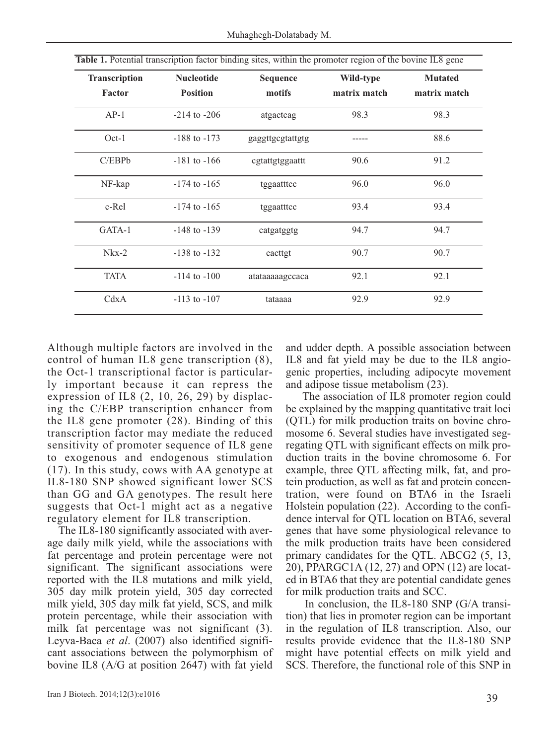**Table 1.** Potential transcription factor binding sites, within the promoter region of the bovine IL8 gene

| Transcription Factor | Nucleotide Position | Sequence motifs | Wild-type matrix match | Mutated matrix match |
|---|---|---|---|---|
| AP-1 | -214 to -206 | atgactcag | 98.3 | 98.3 |
| Oct-1 | -188 to -173 | gaggttgcgtattgtg | ----- | 88.6 |
| C/EBPb | -181 to -166 | cgtattgtggaattt | 90.6 | 91.2 |
| NF-kap | -174 to -165 | tggaatttcc | 96.0 | 96.0 |
| c-Rel | -174 to -165 | tggaatttcc | 93.4 | 93.4 |
| GATA-1 | -148 to -139 | catgatggtg | 94.7 | 94.7 |
| Nkx-2 | -138 to -132 | cacttgt | 90.7 | 90.7 |
| TATA | -114 to -100 | atataaaaagccaca | 92.1 | 92.1 |
| CdxA | -113 to -107 | tataaaa | 92.9 | 92.9 |

Although multiple factors are involved in the control of human IL8 gene transcription (8), the Oct-1 transcriptional factor is particularly important because it can repress the expression of IL8 (2, 10, 26, 29) by displacing the C/EBP transcription enhancer from the IL8 gene promoter (28). Binding of this transcription factor may mediate the reduced sensitivity of promoter sequence of IL8 gene to exogenous and endogenous stimulation (17). In this study, cows with AA genotype at IL8-180 SNP showed significant lower SCS than GG and GA genotypes. The result here suggests that Oct-1 might act as a negative regulatory element for IL8 transcription.

The IL8-180 significantly associated with average daily milk yield, while the associations with fat percentage and protein percentage were not significant. The significant associations were reported with the IL8 mutations and milk yield, 305 day milk protein yield, 305 day corrected milk yield, 305 day milk fat yield, SCS, and milk protein percentage, while their association with milk fat percentage was not significant (3). Leyva-Baca *et al*. (2007) also identified significant associations between the polymorphism of bovine IL8 (A/G at position 2647) with fat yield and udder depth. A possible association between IL8 and fat yield may be due to the IL8 angiogenic properties, including adipocyte movement and adipose tissue metabolism (23).

The association of IL8 promoter region could be explained by the mapping quantitative trait loci (QTL) for milk production traits on bovine chromosome 6. Several studies have investigated segregating QTL with significant effects on milk production traits in the bovine chromosome 6. For example, three QTL affecting milk, fat, and protein production, as well as fat and protein concentration, were found on BTA6 in the Israeli Holstein population (22). According to the confidence interval for QTL location on BTA6, several genes that have some physiological relevance to the milk production traits have been considered primary candidates for the QTL. ABCG2 (5, 13, 20), PPARGC1A (12, 27) and OPN (12) are located in BTA6 that they are potential candidate genes for milk production traits and SCC.

In conclusion, the IL8-180 SNP (G/A transition) that lies in promoter region can be important in the regulation of IL8 transcription. Also, our results provide evidence that the IL8-180 SNP might have potential effects on milk yield and SCS. Therefore, the functional role of this SNP in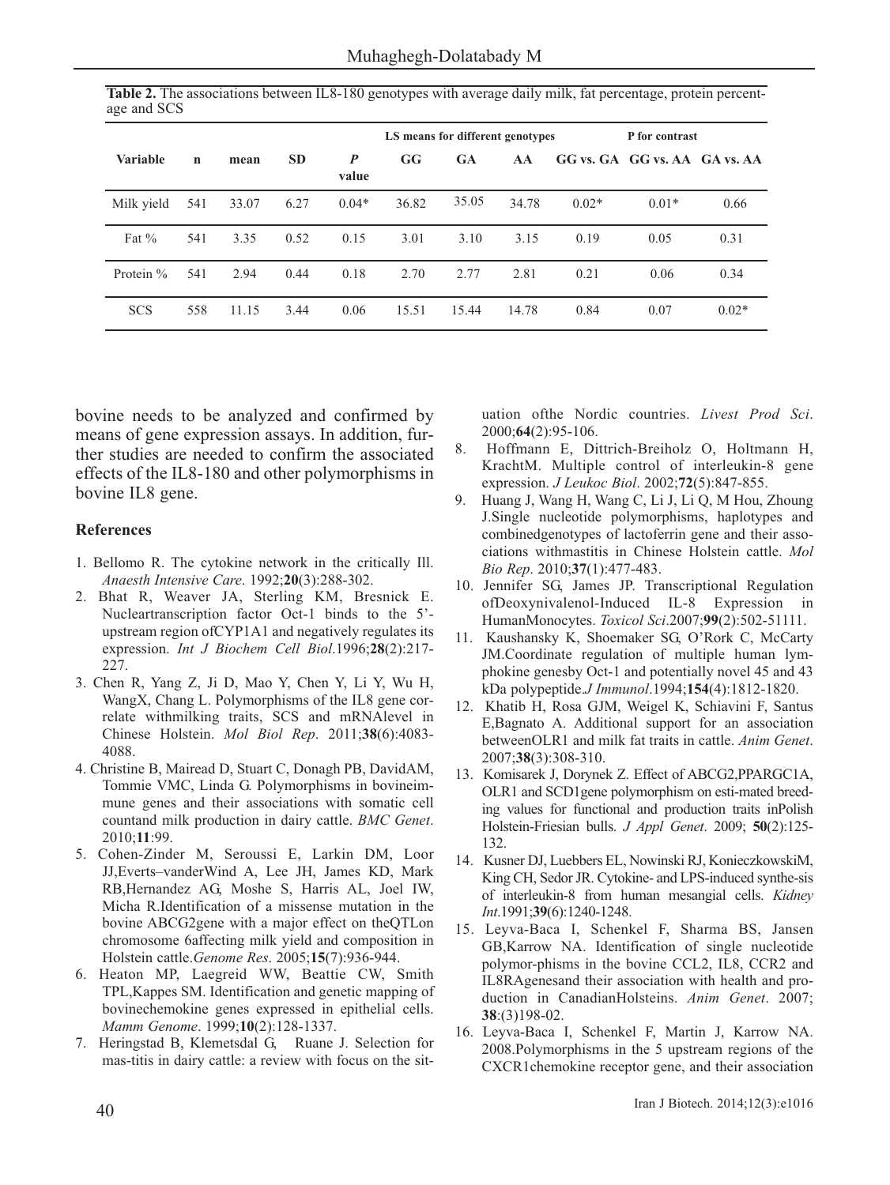**Table 2.** The associations between IL8-180 genotypes with average daily milk, fat percentage, protein percentage and SCS

| Variable | n | mean | SD | *P* value | LS means for different genotypes | | | P for contrast | | |
|---|---|---|---|---|---|---|---|---|---|---|
| | | | | | GG | GA | AA | GG vs. GA | GG vs. AA | GA vs. AA |
| Milk yield | 541 | 33.07 | 6.27 | 0.04* | 36.82 | 35.05 | 34.78 | 0.02* | 0.01* | 0.66 |
| Fat % | 541 | 3.35 | 0.52 | 0.15 | 3.01 | 3.10 | 3.15 | 0.19 | 0.05 | 0.31 |
| Protein % | 541 | 2.94 | 0.44 | 0.18 | 2.70 | 2.77 | 2.81 | 0.21 | 0.06 | 0.34 |
| SCS | 558 | 11.15 | 3.44 | 0.06 | 15.51 | 15.44 | 14.78 | 0.84 | 0.07 | 0.02* |

bovine needs to be analyzed and confirmed by means of gene expression assays. In addition, further studies are needed to confirm the associated effects of the IL8-180 and other polymorphisms in bovine IL8 gene.

### References

1. Bellomo R. The cytokine network in the critically Ill. *Anaesth Intensive Care*. 1992;**20**(3):288-302.
2. Bhat R, Weaver JA, Sterling KM, Bresnick E. Nucleartranscription factor Oct-1 binds to the 5'-upstream region ofCYP1A1 and negatively regulates its expression. *Int J Biochem Cell Biol*.1996;**28**(2):217-227.
3. Chen R, Yang Z, Ji D, Mao Y, Chen Y, Li Y, Wu H, WangX, Chang L. Polymorphisms of the IL8 gene correlate withmilking traits, SCS and mRNAlevel in Chinese Holstein. *Mol Biol Rep*. 2011;**38**(6):4083-4088.
4. Christine B, Mairead D, Stuart C, Donagh PB, DavidAM, Tommie VMC, Linda G. Polymorphisms in bovineimmune genes and their associations with somatic cell countand milk production in dairy cattle. *BMC Genet*. 2010;**11**:99.
5. Cohen-Zinder M, Seroussi E, Larkin DM, Loor JJ,Everts–vanderWind A, Lee JH, James KD, Mark RB,Hernandez AG, Moshe S, Harris AL, Joel IW, Micha R.Identification of a missense mutation in the bovine ABCG2gene with a major effect on theQTLon chromosome 6affecting milk yield and composition in Holstein cattle.*Genome Res*. 2005;**15**(7):936-944.
6. Heaton MP, Laegreid WW, Beattie CW, Smith TPL,Kappes SM. Identification and genetic mapping of bovinechemokine genes expressed in epithelial cells. *Mamm Genome*. 1999;**10**(2):128-1337.
7. Heringstad B, Klemetsdal G, Ruane J. Selection for mas-titis in dairy cattle: a review with focus on the situation ofthe Nordic countries. *Livest Prod Sci*. 2000;**64**(2):95-106.
8. Hoffmann E, Dittrich-Breiholz O, Holtmann H, KrachtM. Multiple control of interleukin-8 gene expression. *J Leukoc Biol*. 2002;**72**(5):847-855.
9. Huang J, Wang H, Wang C, Li J, Li Q, M Hou, Zhoung J.Single nucleotide polymorphisms, haplotypes and combinedgenotypes of lactoferrin gene and their associations withmastitis in Chinese Holstein cattle. *Mol Bio Rep*. 2010;**37**(1):477-483.
10. Jennifer SG, James JP. Transcriptional Regulation ofDeoxynivalenol-Induced IL-8 Expression in HumanMonocytes. *Toxicol Sci*.2007;**99**(2):502-51111.
11. Kaushansky K, Shoemaker SG, O'Rork C, McCarty JM.Coordinate regulation of multiple human lymphokine genesby Oct-1 and potentially novel 45 and 43 kDa polypeptide.*J Immunol*.1994;**154**(4):1812-1820.
12. Khatib H, Rosa GJM, Weigel K, Schiavini F, Santus E,Bagnato A. Additional support for an association betweenOLR1 and milk fat traits in cattle. *Anim Genet*. 2007;**38**(3):308-310.
13. Komisarek J, Dorynek Z. Effect of ABCG2,PPARGC1A, OLR1 and SCD1gene polymorphism on esti-mated breeding values for functional and production traits inPolish Holstein-Friesian bulls. *J Appl Genet*. 2009; **50**(2):125-132.
14. Kusner DJ, Luebbers EL, Nowinski RJ, KonieczkowskiM, King CH, Sedor JR. Cytokine- and LPS-induced synthe-sis of interleukin-8 from human mesangial cells. *Kidney Int*.1991;**39**(6):1240-1248.
15. Leyva-Baca I, Schenkel F, Sharma BS, Jansen GB,Karrow NA. Identification of single nucleotide polymor-phisms in the bovine CCL2, IL8, CCR2 and IL8RAgenesand their association with health and production in CanadianHolsteins. *Anim Genet*. 2007; **38**:(3)198-02.
16. Leyva-Baca I, Schenkel F, Martin J, Karrow NA. 2008.Polymorphisms in the 5 upstream regions of the CXCR1chemokine receptor gene, and their association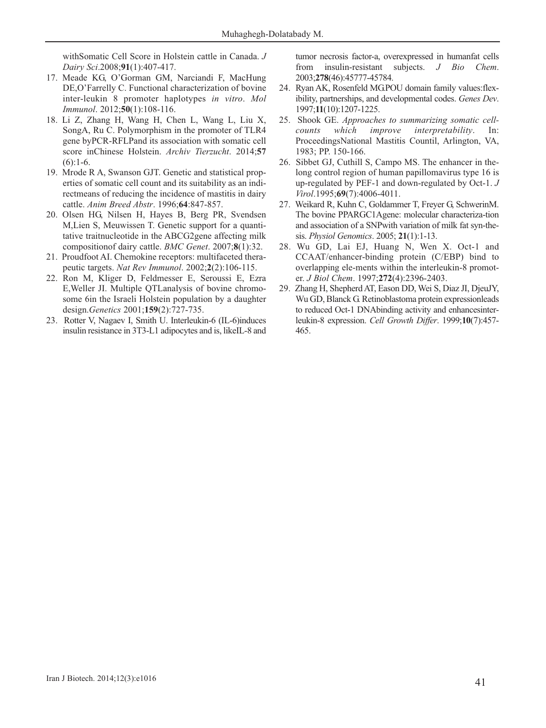withSomatic Cell Score in Holstein cattle in Canada. *J Dairy Sci*.2008;**91**(1):407-417.

17. Meade KG, O'Gorman GM, Narciandi F, MacHung DE,O'Farrelly C. Functional characterization of bovine inter-leukin 8 promoter haplotypes *in vitro*. *Mol Immunol*. 2012;**50**(1):108-116.
18. Li Z, Zhang H, Wang H, Chen L, Wang L, Liu X, SongA, Ru C. Polymorphism in the promoter of TLR4 gene byPCR-RFLPand its association with somatic cell score inChinese Holstein. *Archiv Tierzucht*. 2014;**57** (6):1-6.
19. Mrode R A, Swanson GJT. Genetic and statistical properties of somatic cell count and its suitability as an indirectmeans of reducing the incidence of mastitis in dairy cattle. *Anim Breed Abstr*. 1996;**64**:847-857.
20. Olsen HG, Nilsen H, Hayes B, Berg PR, Svendsen M,Lien S, Meuwissen T. Genetic support for a quantitative traitnucleotide in the ABCG2gene affecting milk compositionof dairy cattle. *BMC Genet*. 2007;**8**(1):32.
21. Proudfoot AI. Chemokine receptors: multifaceted therapeutic targets. *Nat Rev Immunol*. 2002;**2**(2):106-115.
22. Ron M, Kliger D, Feldmesser E, Seroussi E, Ezra E,Weller JI. Multiple QTLanalysis of bovine chromosome 6in the Israeli Holstein population by a daughter design.*Genetics* 2001;**159**(2):727-735.
23. Rotter V, Nagaev I, Smith U. Interleukin-6 (IL-6)induces insulin resistance in 3T3-L1 adipocytes and is, likeIL-8 and tumor necrosis factor-a, overexpressed in humanfat cells from insulin-resistant subjects. *J Bio Chem*. 2003;**278**(46):45777-45784.
24. Ryan AK, Rosenfeld MG.POU domain family values:flexibility, partnerships, and developmental codes. *Genes Dev*. 1997;**11**(10):1207-1225.
25. Shook GE. *Approaches to summarizing somatic cell-counts which improve interpretability*. In: ProceedingsNational Mastitis Countil, Arlington, VA, 1983; PP. 150-166.
26. Sibbet GJ, Cuthill S, Campo MS. The enhancer in thelong control region of human papillomavirus type 16 is up-regulated by PEF-1 and down-regulated by Oct-1. *J Virol*.1995;**69**(7):4006-4011.
27. Weikard R, Kuhn C, Goldammer T, Freyer G, SchwerinM. The bovine PPARGC1Agene: molecular characteriza-tion and association of a SNPwith variation of milk fat syn-thesis. *Physiol Genomics*. 2005; **21**(1):1-13.
28. Wu GD, Lai EJ, Huang N, Wen X. Oct-1 and CCAAT/enhancer-binding protein (C/EBP) bind to overlapping ele-ments within the interleukin-8 promoter. *J Biol Chem*. 1997;**272**(4):2396-2403.
29. Zhang H, Shepherd AT, Eason DD, Wei S, Diaz JI, DjeuJY, Wu GD, Blanck G. Retinoblastoma protein expressionleads to reduced Oct-1 DNAbinding activity and enhancesinterleukin-8 expression. *Cell Growth Differ*. 1999;**10**(7):457-465.